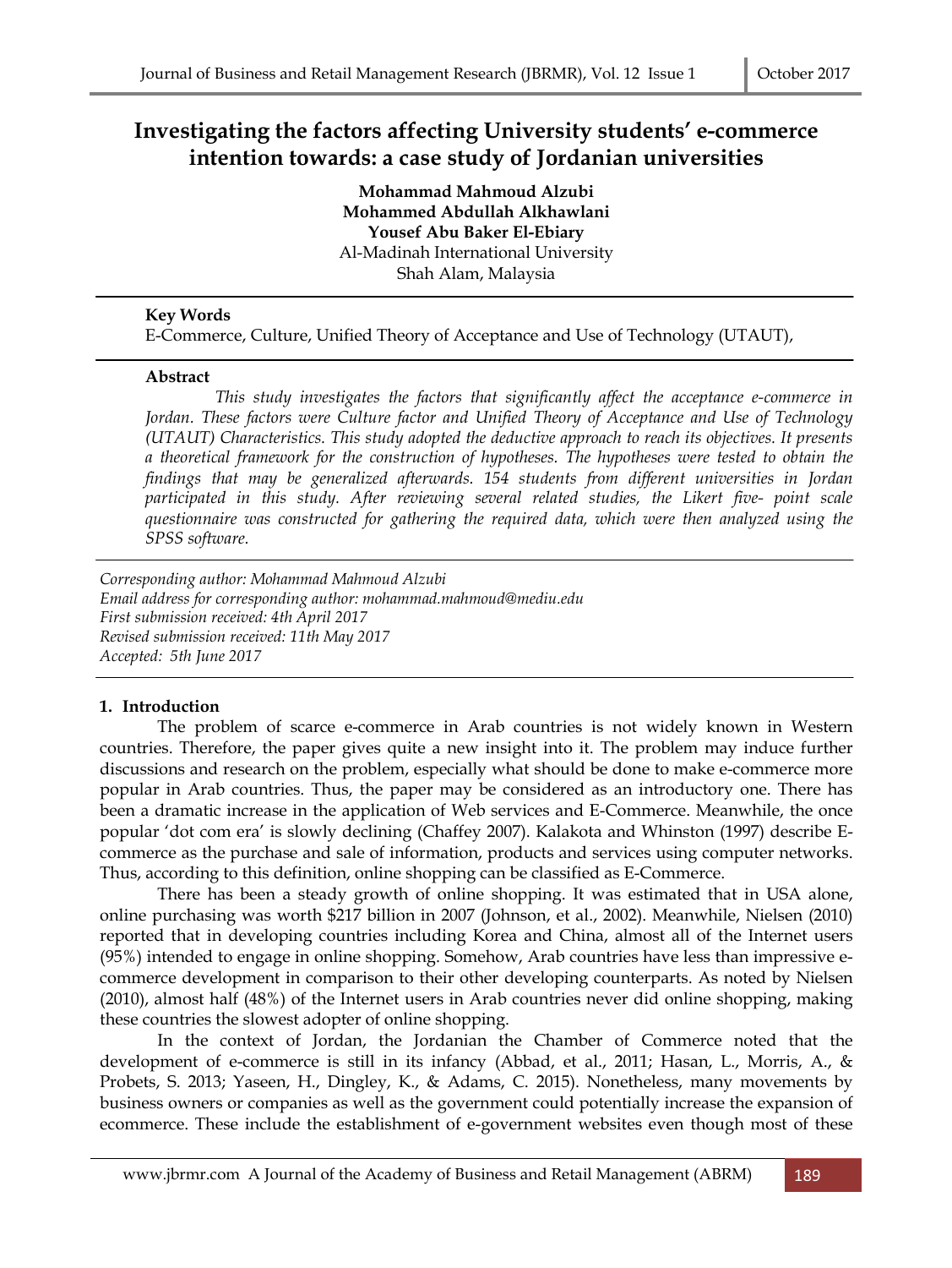# Investigating the factors affecting University students' e-commerce intention towards: a case study of Jordanian universities

**Mohammad Mahmoud Alzubi**
**Mohammed Abdullah Alkhawlani**
**Yousef Abu Baker El-Ebiary**
Al-Madinah International University
Shah Alam, Malaysia

---

**Key Words**

E-Commerce, Culture, Unified Theory of Acceptance and Use of Technology (UTAUT),

---

**Abstract**

*This study investigates the factors that significantly affect the acceptance e-commerce in Jordan. These factors were Culture factor and Unified Theory of Acceptance and Use of Technology (UTAUT) Characteristics. This study adopted the deductive approach to reach its objectives. It presents a theoretical framework for the construction of hypotheses. The hypotheses were tested to obtain the findings that may be generalized afterwards. 154 students from different universities in Jordan participated in this study. After reviewing several related studies, the Likert five- point scale questionnaire was constructed for gathering the required data, which were then analyzed using the SPSS software.*

---

*Corresponding author: Mohammad Mahmoud Alzubi*
*Email address for corresponding author: mohammad.mahmoud@mediu.edu*
*First submission received: 4th April 2017*
*Revised submission received: 11th May 2017*
*Accepted: 5th June 2017*

---

## 1. Introduction

The problem of scarce e-commerce in Arab countries is not widely known in Western countries. Therefore, the paper gives quite a new insight into it. The problem may induce further discussions and research on the problem, especially what should be done to make e-commerce more popular in Arab countries. Thus, the paper may be considered as an introductory one. There has been a dramatic increase in the application of Web services and E-Commerce. Meanwhile, the once popular 'dot com era' is slowly declining (Chaffey 2007). Kalakota and Whinston (1997) describe E-commerce as the purchase and sale of information, products and services using computer networks. Thus, according to this definition, online shopping can be classified as E-Commerce.

There has been a steady growth of online shopping. It was estimated that in USA alone, online purchasing was worth $217 billion in 2007 (Johnson, et al., 2002). Meanwhile, Nielsen (2010) reported that in developing countries including Korea and China, almost all of the Internet users (95%) intended to engage in online shopping. Somehow, Arab countries have less than impressive e-commerce development in comparison to their other developing counterparts. As noted by Nielsen (2010), almost half (48%) of the Internet users in Arab countries never did online shopping, making these countries the slowest adopter of online shopping.

In the context of Jordan, the Jordanian the Chamber of Commerce noted that the development of e-commerce is still in its infancy (Abbad, et al., 2011; Hasan, L., Morris, A., & Probets, S. 2013; Yaseen, H., Dingley, K., & Adams, C. 2015). Nonetheless, many movements by business owners or companies as well as the government could potentially increase the expansion of ecommerce. These include the establishment of e-government websites even though most of these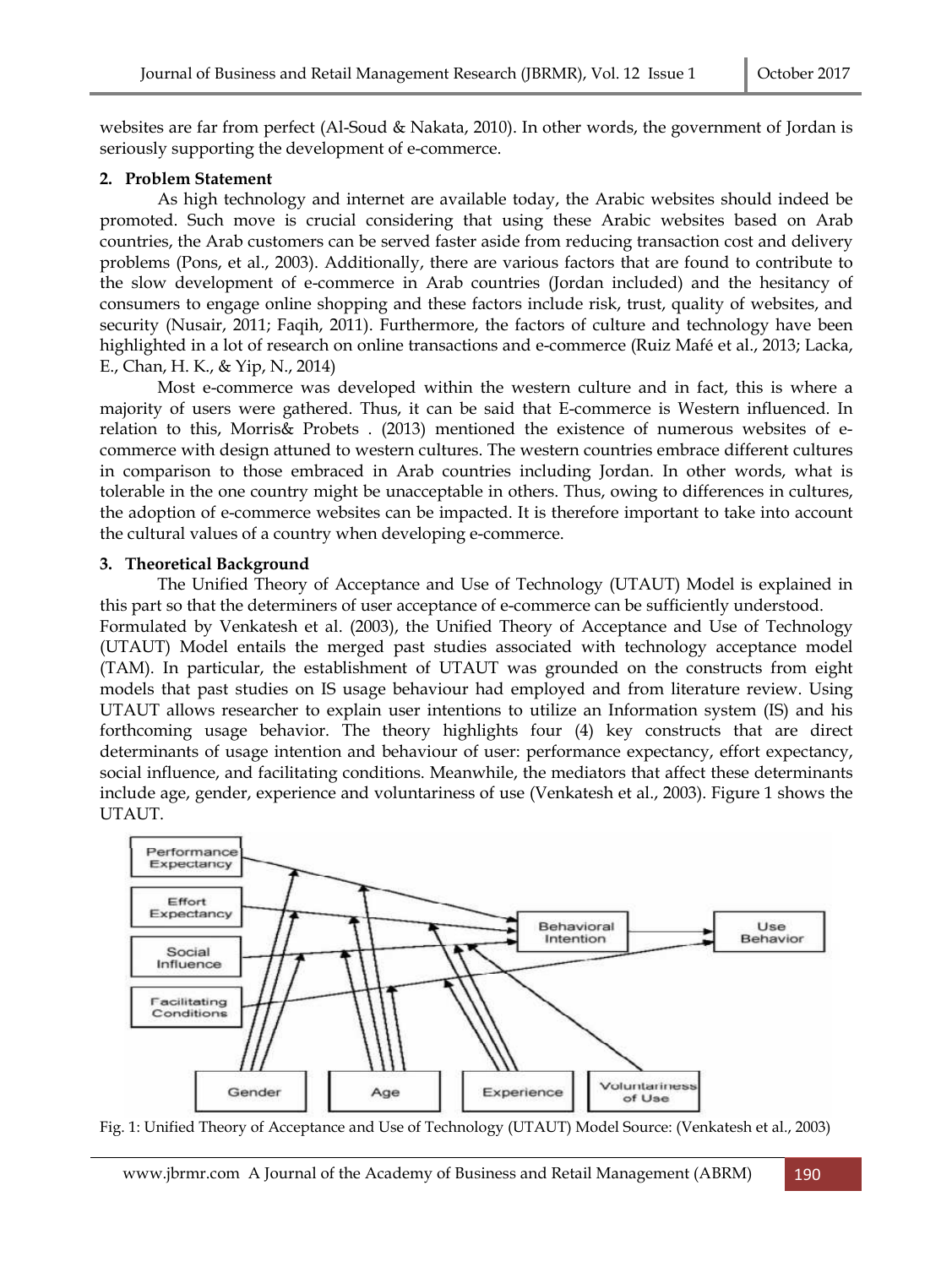websites are far from perfect (Al-Soud & Nakata, 2010). In other words, the government of Jordan is seriously supporting the development of e-commerce.

## 2. Problem Statement

As high technology and internet are available today, the Arabic websites should indeed be promoted. Such move is crucial considering that using these Arabic websites based on Arab countries, the Arab customers can be served faster aside from reducing transaction cost and delivery problems (Pons, et al., 2003). Additionally, there are various factors that are found to contribute to the slow development of e-commerce in Arab countries (Jordan included) and the hesitancy of consumers to engage online shopping and these factors include risk, trust, quality of websites, and security (Nusair, 2011; Faqih, 2011). Furthermore, the factors of culture and technology have been highlighted in a lot of research on online transactions and e-commerce (Ruiz Mafé et al., 2013; Lacka, E., Chan, H. K., & Yip, N., 2014)

Most e-commerce was developed within the western culture and in fact, this is where a majority of users were gathered. Thus, it can be said that E-commerce is Western influenced. In relation to this, Morris& Probets . (2013) mentioned the existence of numerous websites of e-commerce with design attuned to western cultures. The western countries embrace different cultures in comparison to those embraced in Arab countries including Jordan. In other words, what is tolerable in the one country might be unacceptable in others. Thus, owing to differences in cultures, the adoption of e-commerce websites can be impacted. It is therefore important to take into account the cultural values of a country when developing e-commerce.

## 3. Theoretical Background

The Unified Theory of Acceptance and Use of Technology (UTAUT) Model is explained in this part so that the determiners of user acceptance of e-commerce can be sufficiently understood.

Formulated by Venkatesh et al. (2003), the Unified Theory of Acceptance and Use of Technology (UTAUT) Model entails the merged past studies associated with technology acceptance model (TAM). In particular, the establishment of UTAUT was grounded on the constructs from eight models that past studies on IS usage behaviour had employed and from literature review. Using UTAUT allows researcher to explain user intentions to utilize an Information system (IS) and his forthcoming usage behavior. The theory highlights four (4) key constructs that are direct determinants of usage intention and behaviour of user: performance expectancy, effort expectancy, social influence, and facilitating conditions. Meanwhile, the mediators that affect these determinants include age, gender, experience and voluntariness of use (Venkatesh et al., 2003). Figure 1 shows the UTAUT.

Fig. 1: Unified Theory of Acceptance and Use of Technology (UTAUT) Model Source: (Venkatesh et al., 2003)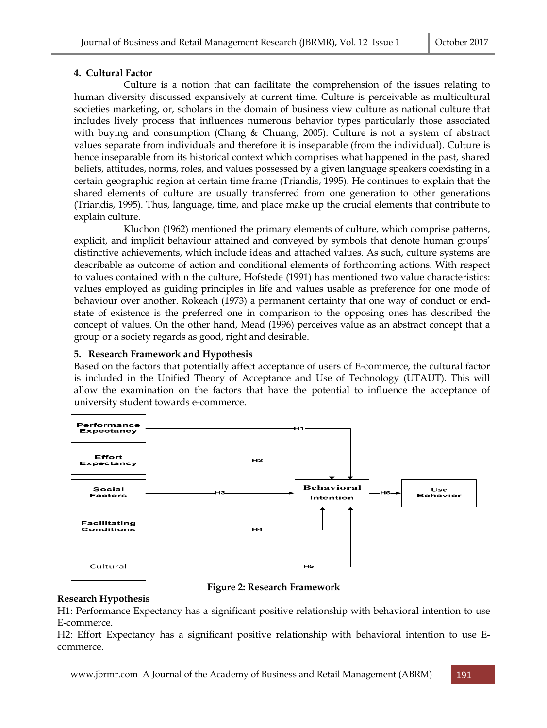### 4. Cultural Factor

Culture is a notion that can facilitate the comprehension of the issues relating to human diversity discussed expansively at current time. Culture is perceivable as multicultural societies marketing, or, scholars in the domain of business view culture as national culture that includes lively process that influences numerous behavior types particularly those associated with buying and consumption (Chang & Chuang, 2005). Culture is not a system of abstract values separate from individuals and therefore it is inseparable (from the individual). Culture is hence inseparable from its historical context which comprises what happened in the past, shared beliefs, attitudes, norms, roles, and values possessed by a given language speakers coexisting in a certain geographic region at certain time frame (Triandis, 1995). He continues to explain that the shared elements of culture are usually transferred from one generation to other generations (Triandis, 1995). Thus, language, time, and place make up the crucial elements that contribute to explain culture.

Kluchon (1962) mentioned the primary elements of culture, which comprise patterns, explicit, and implicit behaviour attained and conveyed by symbols that denote human groups' distinctive achievements, which include ideas and attached values. As such, culture systems are describable as outcome of action and conditional elements of forthcoming actions. With respect to values contained within the culture, Hofstede (1991) has mentioned two value characteristics: values employed as guiding principles in life and values usable as preference for one mode of behaviour over another. Rokeach (1973) a permanent certainty that one way of conduct or end-state of existence is the preferred one in comparison to the opposing ones has described the concept of values. On the other hand, Mead (1996) perceives value as an abstract concept that a group or a society regards as good, right and desirable.

### 5. Research Framework and Hypothesis

Based on the factors that potentially affect acceptance of users of E-commerce, the cultural factor is included in the Unified Theory of Acceptance and Use of Technology (UTAUT). This will allow the examination on the factors that have the potential to influence the acceptance of university student towards e-commerce.

Performance Expectancy —H1→ Behavioral Intention
Effort Expectancy —H2→ Behavioral Intention
Social Factors —H3→ Behavioral Intention
Facilitating Conditions —H4→ Behavioral Intention
Cultural —H5→ Behavioral Intention
Behavioral Intention —H6→ Use Behavior

**Figure 2: Research Framework**

**Research Hypothesis**

H1: Performance Expectancy has a significant positive relationship with behavioral intention to use E-commerce.

H2: Effort Expectancy has a significant positive relationship with behavioral intention to use E-commerce.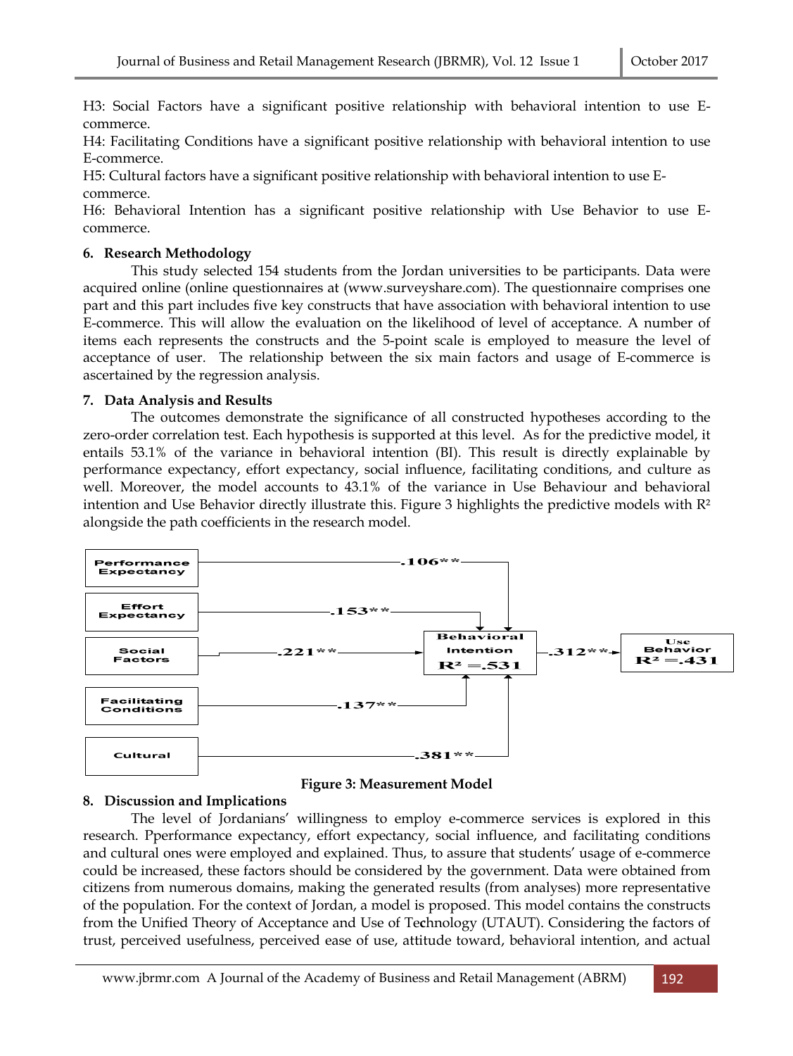H3: Social Factors have a significant positive relationship with behavioral intention to use E-commerce.

H4: Facilitating Conditions have a significant positive relationship with behavioral intention to use E-commerce.

H5: Cultural factors have a significant positive relationship with behavioral intention to use E-commerce.

H6: Behavioral Intention has a significant positive relationship with Use Behavior to use E-commerce.

## 6. Research Methodology

This study selected 154 students from the Jordan universities to be participants. Data were acquired online (online questionnaires at (www.surveyshare.com). The questionnaire comprises one part and this part includes five key constructs that have association with behavioral intention to use E-commerce. This will allow the evaluation on the likelihood of level of acceptance. A number of items each represents the constructs and the 5-point scale is employed to measure the level of acceptance of user. The relationship between the six main factors and usage of E-commerce is ascertained by the regression analysis.

## 7. Data Analysis and Results

The outcomes demonstrate the significance of all constructed hypotheses according to the zero-order correlation test. Each hypothesis is supported at this level. As for the predictive model, it entails 53.1% of the variance in behavioral intention (BI). This result is directly explainable by performance expectancy, effort expectancy, social influence, facilitating conditions, and culture as well. Moreover, the model accounts to 43.1% of the variance in Use Behaviour and behavioral intention and Use Behavior directly illustrate this. Figure 3 highlights the predictive models with $R^2$ alongside the path coefficients in the research model.

Performance Expectancy → Behavioral Intention: .106**
Effort Expectancy → Behavioral Intention: .153**
Social Factors → Behavioral Intention: .221**
Facilitating Conditions → Behavioral Intention: .137**
Cultural → Behavioral Intention: .381**
Behavioral Intention ($R^2 = .531$) → Use Behavior ($R^2 = .431$): .312**

**Figure 3: Measurement Model**

## 8. Discussion and Implications

The level of Jordanians' willingness to employ e-commerce services is explored in this research. Pperformance expectancy, effort expectancy, social influence, and facilitating conditions and cultural ones were employed and explained. Thus, to assure that students' usage of e-commerce could be increased, these factors should be considered by the government. Data were obtained from citizens from numerous domains, making the generated results (from analyses) more representative of the population. For the context of Jordan, a model is proposed. This model contains the constructs from the Unified Theory of Acceptance and Use of Technology (UTAUT). Considering the factors of trust, perceived usefulness, perceived ease of use, attitude toward, behavioral intention, and actual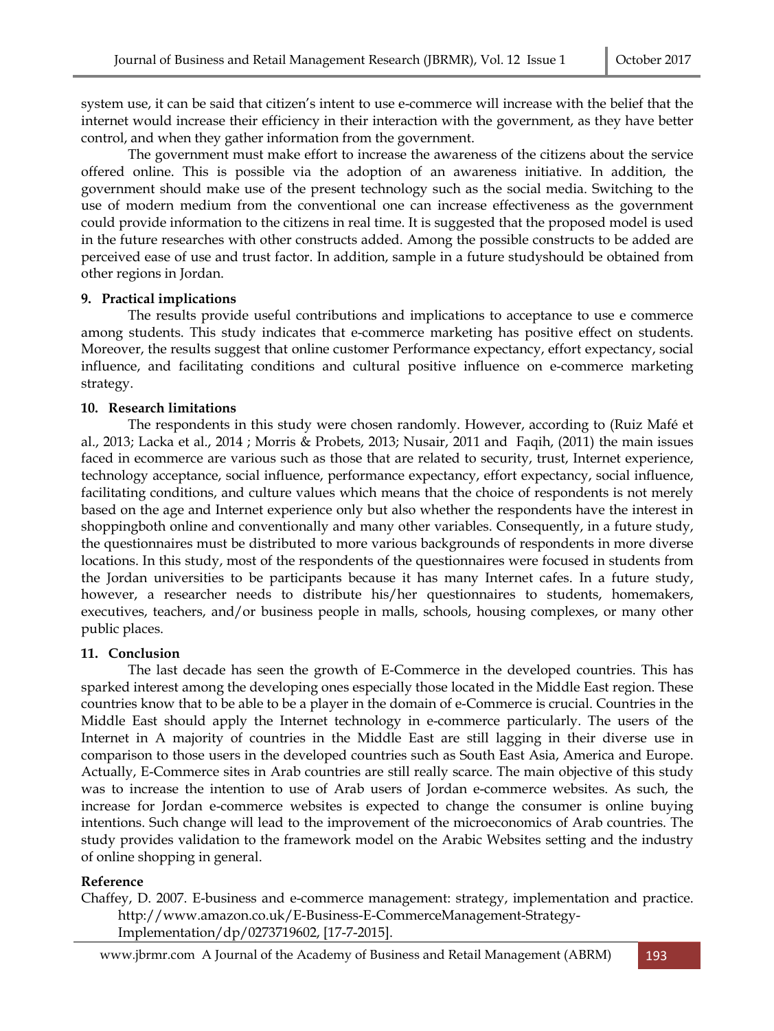system use, it can be said that citizen's intent to use e-commerce will increase with the belief that the internet would increase their efficiency in their interaction with the government, as they have better control, and when they gather information from the government.

The government must make effort to increase the awareness of the citizens about the service offered online. This is possible via the adoption of an awareness initiative. In addition, the government should make use of the present technology such as the social media. Switching to the use of modern medium from the conventional one can increase effectiveness as the government could provide information to the citizens in real time. It is suggested that the proposed model is used in the future researches with other constructs added. Among the possible constructs to be added are perceived ease of use and trust factor. In addition, sample in a future studyshould be obtained from other regions in Jordan.

## 9. Practical implications

The results provide useful contributions and implications to acceptance to use e commerce among students. This study indicates that e-commerce marketing has positive effect on students. Moreover, the results suggest that online customer Performance expectancy, effort expectancy, social influence, and facilitating conditions and cultural positive influence on e-commerce marketing strategy.

## 10. Research limitations

The respondents in this study were chosen randomly. However, according to (Ruiz Mafé et al., 2013; Lacka et al., 2014 ; Morris & Probets, 2013; Nusair, 2011 and Faqih, (2011) the main issues faced in ecommerce are various such as those that are related to security, trust, Internet experience, technology acceptance, social influence, performance expectancy, effort expectancy, social influence, facilitating conditions, and culture values which means that the choice of respondents is not merely based on the age and Internet experience only but also whether the respondents have the interest in shoppingboth online and conventionally and many other variables. Consequently, in a future study, the questionnaires must be distributed to more various backgrounds of respondents in more diverse locations. In this study, most of the respondents of the questionnaires were focused in students from the Jordan universities to be participants because it has many Internet cafes. In a future study, however, a researcher needs to distribute his/her questionnaires to students, homemakers, executives, teachers, and/or business people in malls, schools, housing complexes, or many other public places.

## 11. Conclusion

The last decade has seen the growth of E-Commerce in the developed countries. This has sparked interest among the developing ones especially those located in the Middle East region. These countries know that to be able to be a player in the domain of e-Commerce is crucial. Countries in the Middle East should apply the Internet technology in e-commerce particularly. The users of the Internet in A majority of countries in the Middle East are still lagging in their diverse use in comparison to those users in the developed countries such as South East Asia, America and Europe. Actually, E-Commerce sites in Arab countries are still really scarce. The main objective of this study was to increase the intention to use of Arab users of Jordan e-commerce websites. As such, the increase for Jordan e-commerce websites is expected to change the consumer is online buying intentions. Such change will lead to the improvement of the microeconomics of Arab countries. The study provides validation to the framework model on the Arabic Websites setting and the industry of online shopping in general.

## Reference

Chaffey, D. 2007. E-business and e-commerce management: strategy, implementation and practice. http://www.amazon.co.uk/E-Business-E-CommerceManagement-Strategy-Implementation/dp/0273719602, [17-7-2015].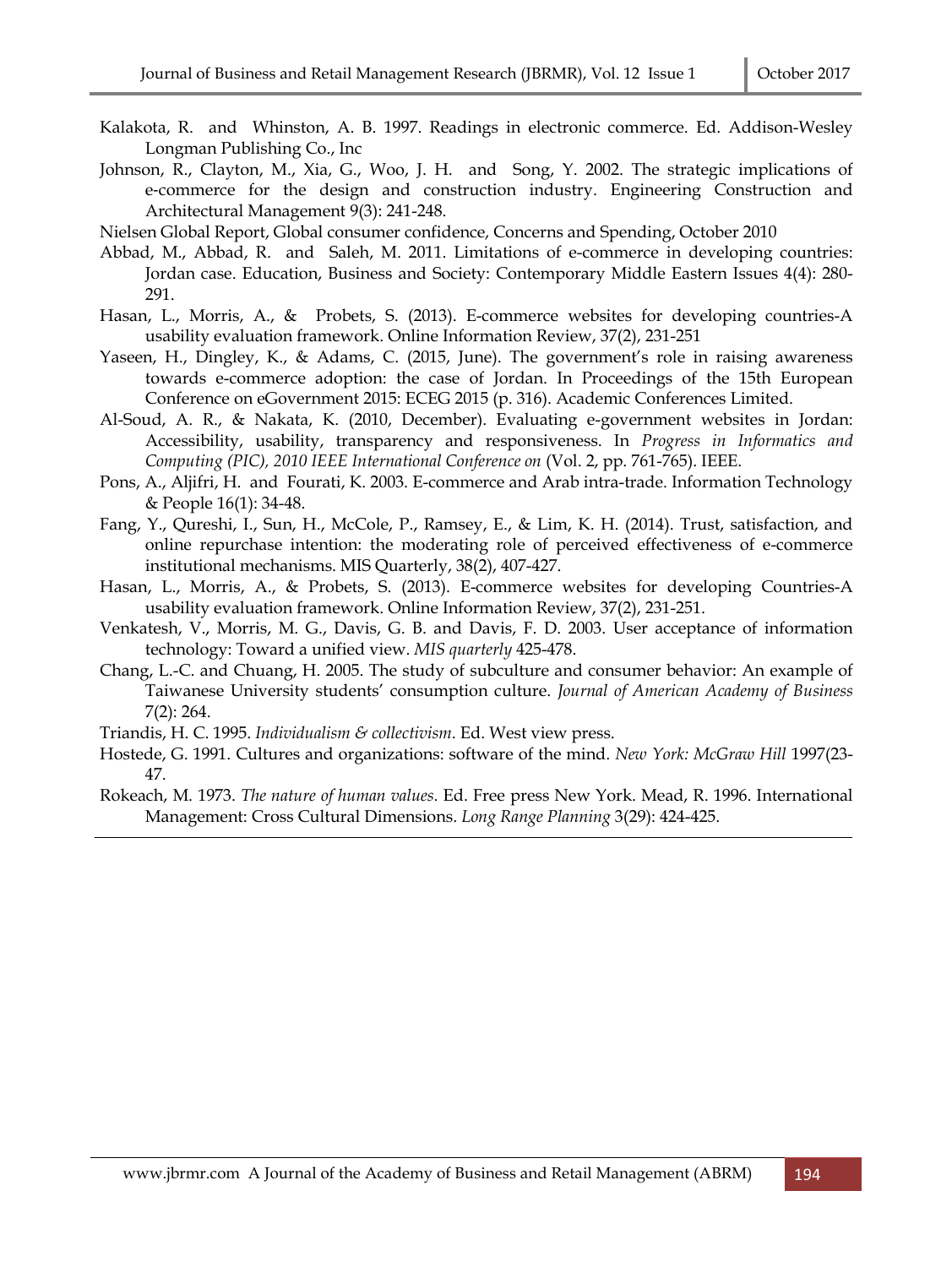Kalakota, R. and Whinston, A. B. 1997. Readings in electronic commerce. Ed. Addison-Wesley Longman Publishing Co., Inc

Johnson, R., Clayton, M., Xia, G., Woo, J. H. and Song, Y. 2002. The strategic implications of e-commerce for the design and construction industry. Engineering Construction and Architectural Management 9(3): 241-248.

Nielsen Global Report, Global consumer confidence, Concerns and Spending, October 2010

Abbad, M., Abbad, R. and Saleh, M. 2011. Limitations of e-commerce in developing countries: Jordan case. Education, Business and Society: Contemporary Middle Eastern Issues 4(4): 280-291.

Hasan, L., Morris, A., & Probets, S. (2013). E-commerce websites for developing countries-A usability evaluation framework. Online Information Review, 37(2), 231-251

Yaseen, H., Dingley, K., & Adams, C. (2015, June). The government's role in raising awareness towards e-commerce adoption: the case of Jordan. In Proceedings of the 15th European Conference on eGovernment 2015: ECEG 2015 (p. 316). Academic Conferences Limited.

Al-Soud, A. R., & Nakata, K. (2010, December). Evaluating e-government websites in Jordan: Accessibility, usability, transparency and responsiveness. In *Progress in Informatics and Computing (PIC), 2010 IEEE International Conference on* (Vol. 2, pp. 761-765). IEEE.

Pons, A., Aljifri, H. and Fourati, K. 2003. E-commerce and Arab intra-trade. Information Technology & People 16(1): 34-48.

Fang, Y., Qureshi, I., Sun, H., McCole, P., Ramsey, E., & Lim, K. H. (2014). Trust, satisfaction, and online repurchase intention: the moderating role of perceived effectiveness of e-commerce institutional mechanisms. MIS Quarterly, 38(2), 407-427.

Hasan, L., Morris, A., & Probets, S. (2013). E-commerce websites for developing Countries-A usability evaluation framework. Online Information Review, 37(2), 231-251.

Venkatesh, V., Morris, M. G., Davis, G. B. and Davis, F. D. 2003. User acceptance of information technology: Toward a unified view. *MIS quarterly* 425-478.

Chang, L.-C. and Chuang, H. 2005. The study of subculture and consumer behavior: An example of Taiwanese University students' consumption culture. *Journal of American Academy of Business* 7(2): 264.

Triandis, H. C. 1995. *Individualism & collectivism*. Ed. West view press.

Hostede, G. 1991. Cultures and organizations: software of the mind. *New York: McGraw Hill* 1997(23-47.

Rokeach, M. 1973. *The nature of human values*. Ed. Free press New York. Mead, R. 1996. International Management: Cross Cultural Dimensions. *Long Range Planning* 3(29): 424-425.